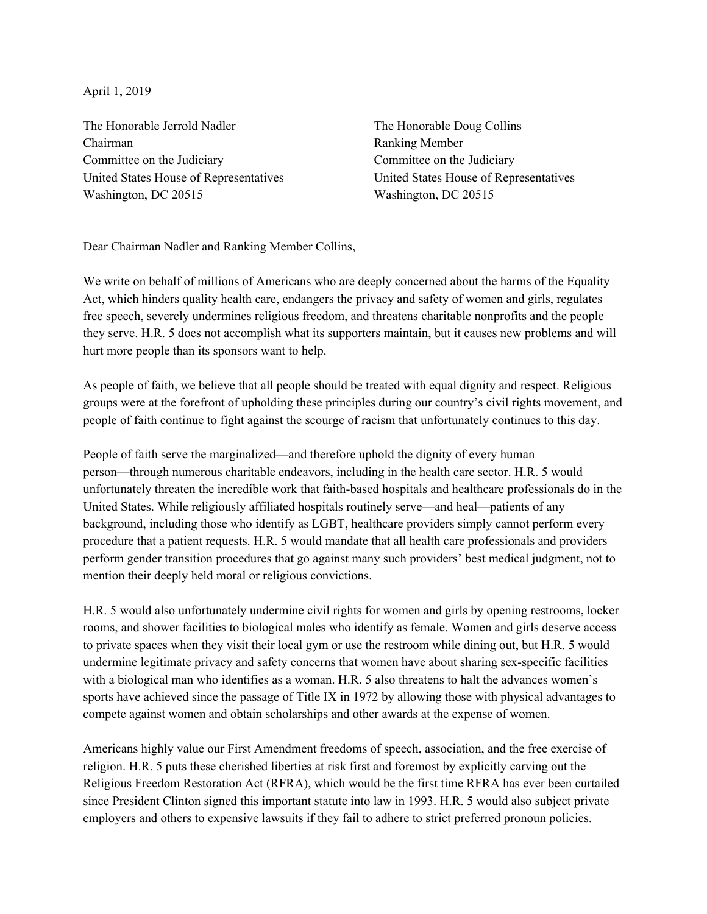April 1, 2019

The Honorable Jerrold Nadler
Chairman
Committee on the Judiciary
United States House of Representatives
Washington, DC 20515

The Honorable Doug Collins
Ranking Member
Committee on the Judiciary
United States House of Representatives
Washington, DC 20515

Dear Chairman Nadler and Ranking Member Collins,

We write on behalf of millions of Americans who are deeply concerned about the harms of the Equality Act, which hinders quality health care, endangers the privacy and safety of women and girls, regulates free speech, severely undermines religious freedom, and threatens charitable nonprofits and the people they serve. H.R. 5 does not accomplish what its supporters maintain, but it causes new problems and will hurt more people than its sponsors want to help.

As people of faith, we believe that all people should be treated with equal dignity and respect. Religious groups were at the forefront of upholding these principles during our country's civil rights movement, and people of faith continue to fight against the scourge of racism that unfortunately continues to this day.

People of faith serve the marginalized—and therefore uphold the dignity of every human person—through numerous charitable endeavors, including in the health care sector. H.R. 5 would unfortunately threaten the incredible work that faith-based hospitals and healthcare professionals do in the United States. While religiously affiliated hospitals routinely serve—and heal—patients of any background, including those who identify as LGBT, healthcare providers simply cannot perform every procedure that a patient requests. H.R. 5 would mandate that all health care professionals and providers perform gender transition procedures that go against many such providers' best medical judgment, not to mention their deeply held moral or religious convictions.

H.R. 5 would also unfortunately undermine civil rights for women and girls by opening restrooms, locker rooms, and shower facilities to biological males who identify as female. Women and girls deserve access to private spaces when they visit their local gym or use the restroom while dining out, but H.R. 5 would undermine legitimate privacy and safety concerns that women have about sharing sex-specific facilities with a biological man who identifies as a woman. H.R. 5 also threatens to halt the advances women's sports have achieved since the passage of Title IX in 1972 by allowing those with physical advantages to compete against women and obtain scholarships and other awards at the expense of women.

Americans highly value our First Amendment freedoms of speech, association, and the free exercise of religion. H.R. 5 puts these cherished liberties at risk first and foremost by explicitly carving out the Religious Freedom Restoration Act (RFRA), which would be the first time RFRA has ever been curtailed since President Clinton signed this important statute into law in 1993. H.R. 5 would also subject private employers and others to expensive lawsuits if they fail to adhere to strict preferred pronoun policies.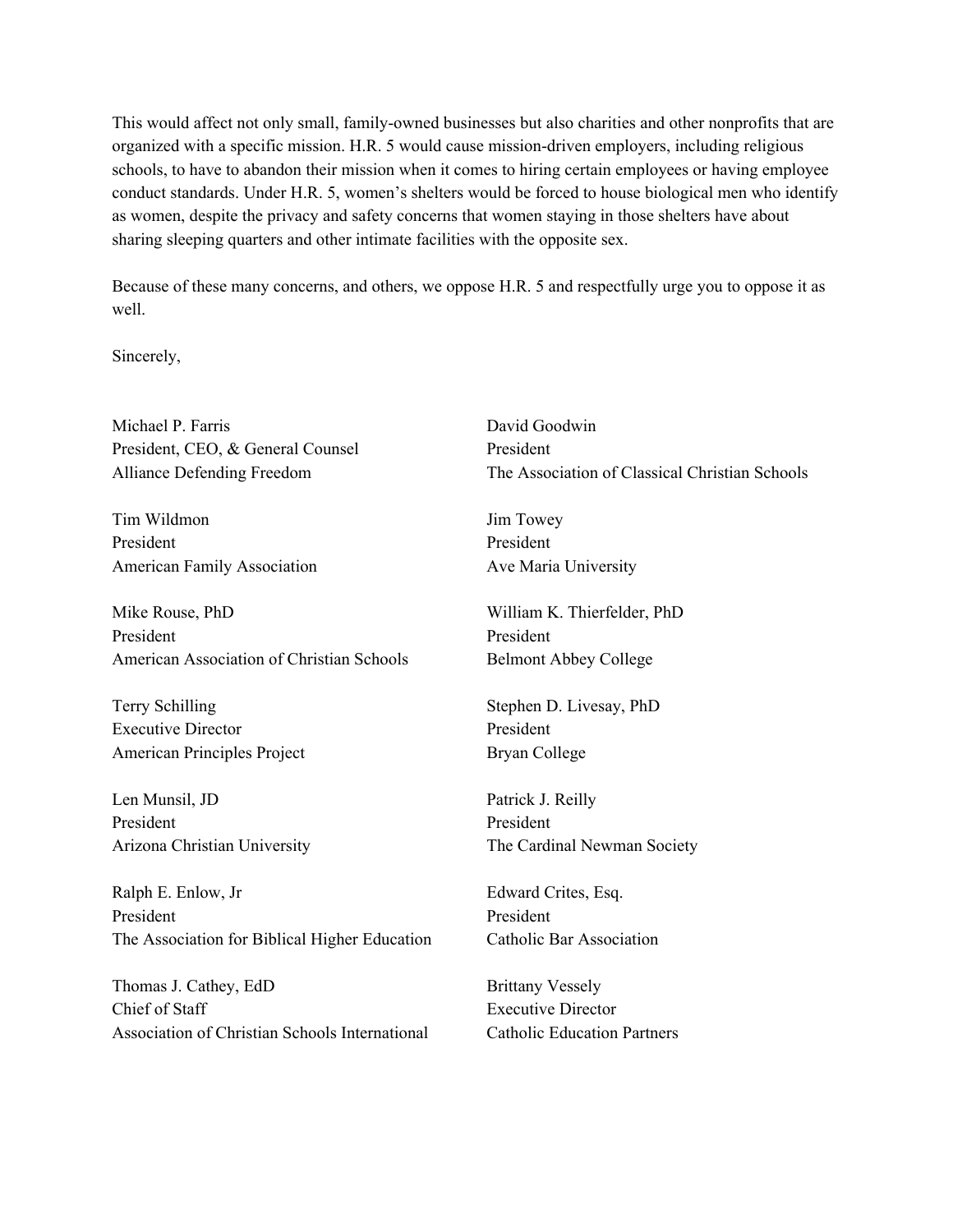This would affect not only small, family-owned businesses but also charities and other nonprofits that are organized with a specific mission. H.R. 5 would cause mission-driven employers, including religious schools, to have to abandon their mission when it comes to hiring certain employees or having employee conduct standards. Under H.R. 5, women's shelters would be forced to house biological men who identify as women, despite the privacy and safety concerns that women staying in those shelters have about sharing sleeping quarters and other intimate facilities with the opposite sex.

Because of these many concerns, and others, we oppose H.R. 5 and respectfully urge you to oppose it as well.

Sincerely,

Michael P. Farris
President, CEO, & General Counsel
Alliance Defending Freedom

Tim Wildmon
President
American Family Association

Mike Rouse, PhD
President
American Association of Christian Schools

Terry Schilling
Executive Director
American Principles Project

Len Munsil, JD
President
Arizona Christian University

Ralph E. Enlow, Jr
President
The Association for Biblical Higher Education

Thomas J. Cathey, EdD
Chief of Staff
Association of Christian Schools International

David Goodwin
President
The Association of Classical Christian Schools

Jim Towey
President
Ave Maria University

William K. Thierfelder, PhD
President
Belmont Abbey College

Stephen D. Livesay, PhD
President
Bryan College

Patrick J. Reilly
President
The Cardinal Newman Society

Edward Crites, Esq.
President
Catholic Bar Association

Brittany Vessely
Executive Director
Catholic Education Partners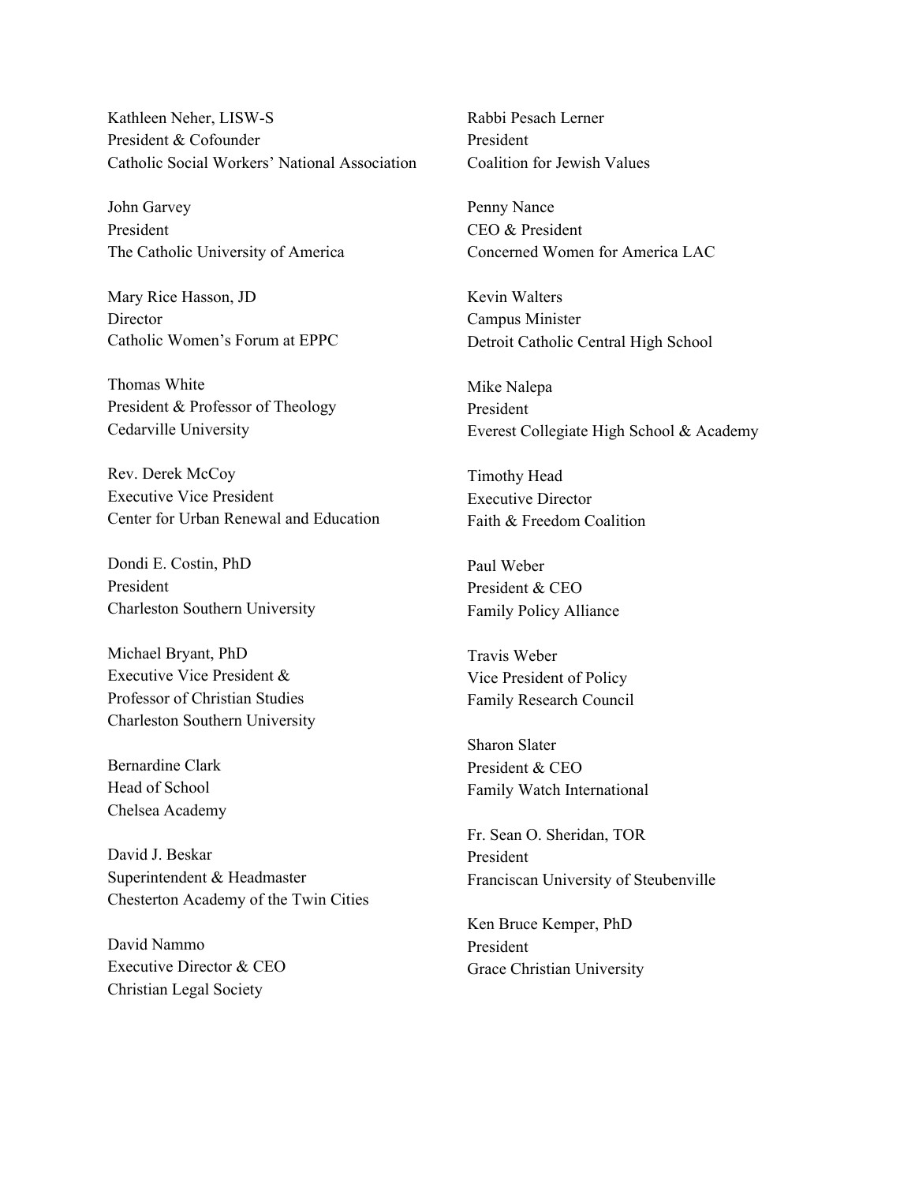Kathleen Neher, LISW-S
President & Cofounder
Catholic Social Workers' National Association

John Garvey
President
The Catholic University of America

Mary Rice Hasson, JD
Director
Catholic Women's Forum at EPPC

Thomas White
President & Professor of Theology
Cedarville University

Rev. Derek McCoy
Executive Vice President
Center for Urban Renewal and Education

Dondi E. Costin, PhD
President
Charleston Southern University

Michael Bryant, PhD
Executive Vice President &
Professor of Christian Studies
Charleston Southern University

Bernardine Clark
Head of School
Chelsea Academy

David J. Beskar
Superintendent & Headmaster
Chesterton Academy of the Twin Cities

David Nammo
Executive Director & CEO
Christian Legal Society

Rabbi Pesach Lerner
President
Coalition for Jewish Values

Penny Nance
CEO & President
Concerned Women for America LAC

Kevin Walters
Campus Minister
Detroit Catholic Central High School

Mike Nalepa
President
Everest Collegiate High School & Academy

Timothy Head
Executive Director
Faith & Freedom Coalition

Paul Weber
President & CEO
Family Policy Alliance

Travis Weber
Vice President of Policy
Family Research Council

Sharon Slater
President & CEO
Family Watch International

Fr. Sean O. Sheridan, TOR
President
Franciscan University of Steubenville

Ken Bruce Kemper, PhD
President
Grace Christian University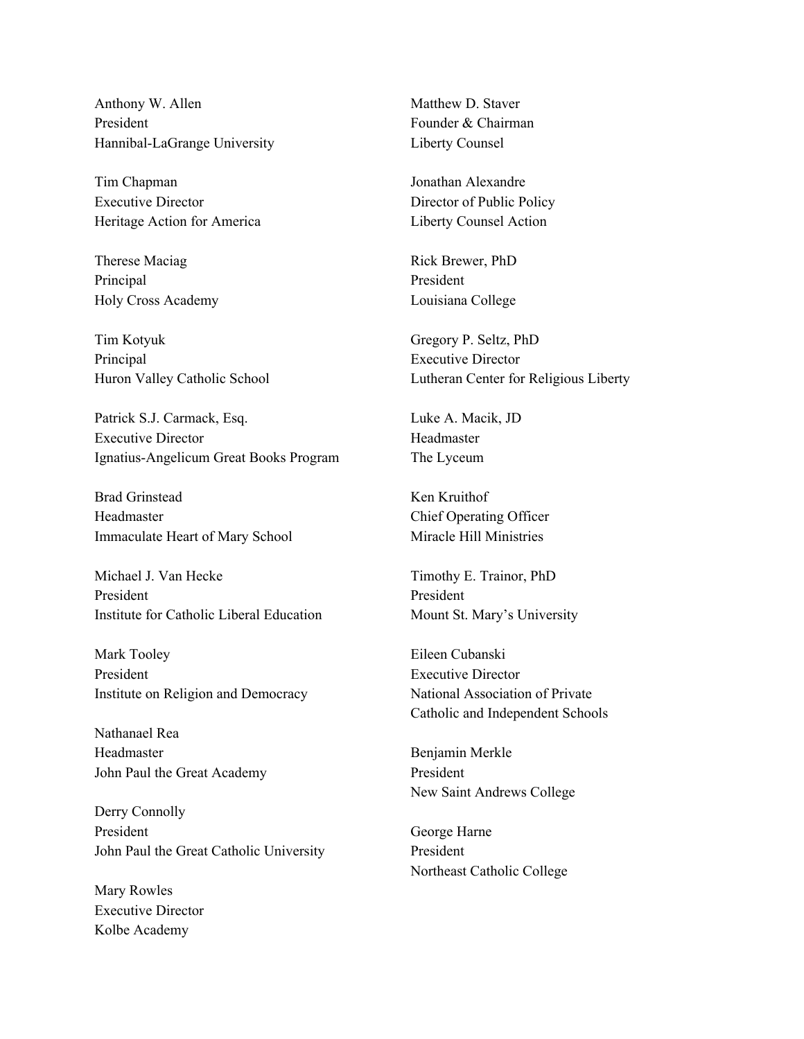Anthony W. Allen  
President  
Hannibal-LaGrange University

Tim Chapman  
Executive Director  
Heritage Action for America

Therese Maciag  
Principal  
Holy Cross Academy

Tim Kotyuk  
Principal  
Huron Valley Catholic School

Patrick S.J. Carmack, Esq.  
Executive Director  
Ignatius-Angelicum Great Books Program

Brad Grinstead  
Headmaster  
Immaculate Heart of Mary School

Michael J. Van Hecke  
President  
Institute for Catholic Liberal Education

Mark Tooley  
President  
Institute on Religion and Democracy

Nathanael Rea  
Headmaster  
John Paul the Great Academy

Derry Connolly  
President  
John Paul the Great Catholic University

Mary Rowles  
Executive Director  
Kolbe Academy

Matthew D. Staver  
Founder & Chairman  
Liberty Counsel

Jonathan Alexandre  
Director of Public Policy  
Liberty Counsel Action

Rick Brewer, PhD  
President  
Louisiana College

Gregory P. Seltz, PhD  
Executive Director  
Lutheran Center for Religious Liberty

Luke A. Macik, JD  
Headmaster  
The Lyceum

Ken Kruithof  
Chief Operating Officer  
Miracle Hill Ministries

Timothy E. Trainor, PhD  
President  
Mount St. Mary's University

Eileen Cubanski  
Executive Director  
National Association of Private Catholic and Independent Schools

Benjamin Merkle  
President  
New Saint Andrews College

George Harne  
President  
Northeast Catholic College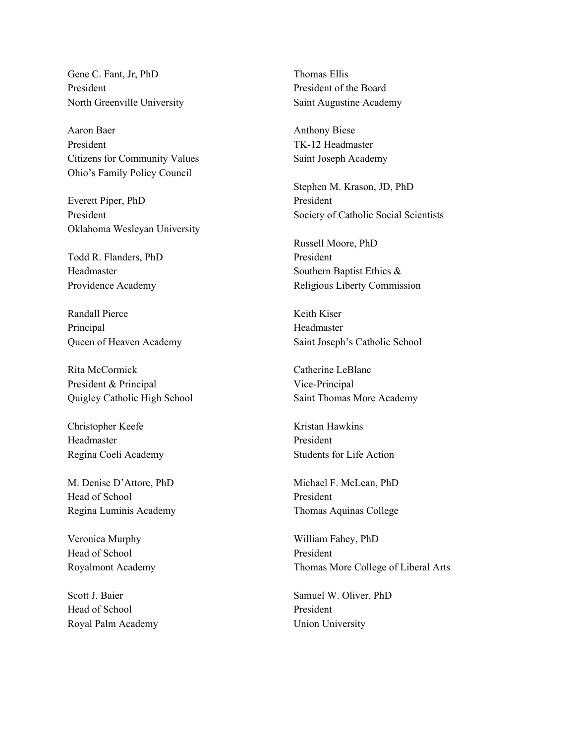Gene C. Fant, Jr, PhD
President
North Greenville University

Aaron Baer
President
Citizens for Community Values
Ohio's Family Policy Council

Everett Piper, PhD
President
Oklahoma Wesleyan University

Todd R. Flanders, PhD
Headmaster
Providence Academy

Randall Pierce
Principal
Queen of Heaven Academy

Rita McCormick
President & Principal
Quigley Catholic High School

Christopher Keefe
Headmaster
Regina Coeli Academy

M. Denise D'Attore, PhD
Head of School
Regina Luminis Academy

Veronica Murphy
Head of School
Royalmont Academy

Scott J. Baier
Head of School
Royal Palm Academy

Thomas Ellis
President of the Board
Saint Augustine Academy

Anthony Biese
TK-12 Headmaster
Saint Joseph Academy

Stephen M. Krason, JD, PhD
President
Society of Catholic Social Scientists

Russell Moore, PhD
President
Southern Baptist Ethics &
Religious Liberty Commission

Keith Kiser
Headmaster
Saint Joseph's Catholic School

Catherine LeBlanc
Vice-Principal
Saint Thomas More Academy

Kristan Hawkins
President
Students for Life Action

Michael F. McLean, PhD
President
Thomas Aquinas College

William Fahey, PhD
President
Thomas More College of Liberal Arts

Samuel W. Oliver, PhD
President
Union University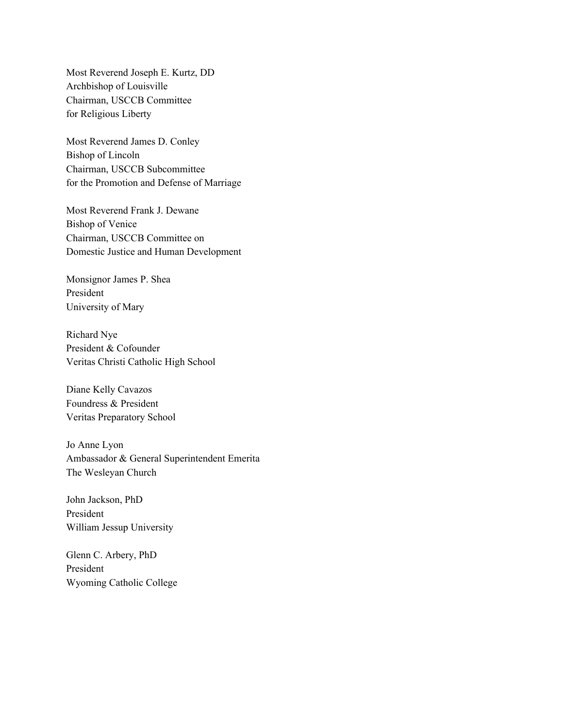Most Reverend Joseph E. Kurtz, DD
Archbishop of Louisville
Chairman, USCCB Committee
for Religious Liberty

Most Reverend James D. Conley
Bishop of Lincoln
Chairman, USCCB Subcommittee
for the Promotion and Defense of Marriage

Most Reverend Frank J. Dewane
Bishop of Venice
Chairman, USCCB Committee on
Domestic Justice and Human Development

Monsignor James P. Shea
President
University of Mary

Richard Nye
President & Cofounder
Veritas Christi Catholic High School

Diane Kelly Cavazos
Foundress & President
Veritas Preparatory School

Jo Anne Lyon
Ambassador & General Superintendent Emerita
The Wesleyan Church

John Jackson, PhD
President
William Jessup University

Glenn C. Arbery, PhD
President
Wyoming Catholic College